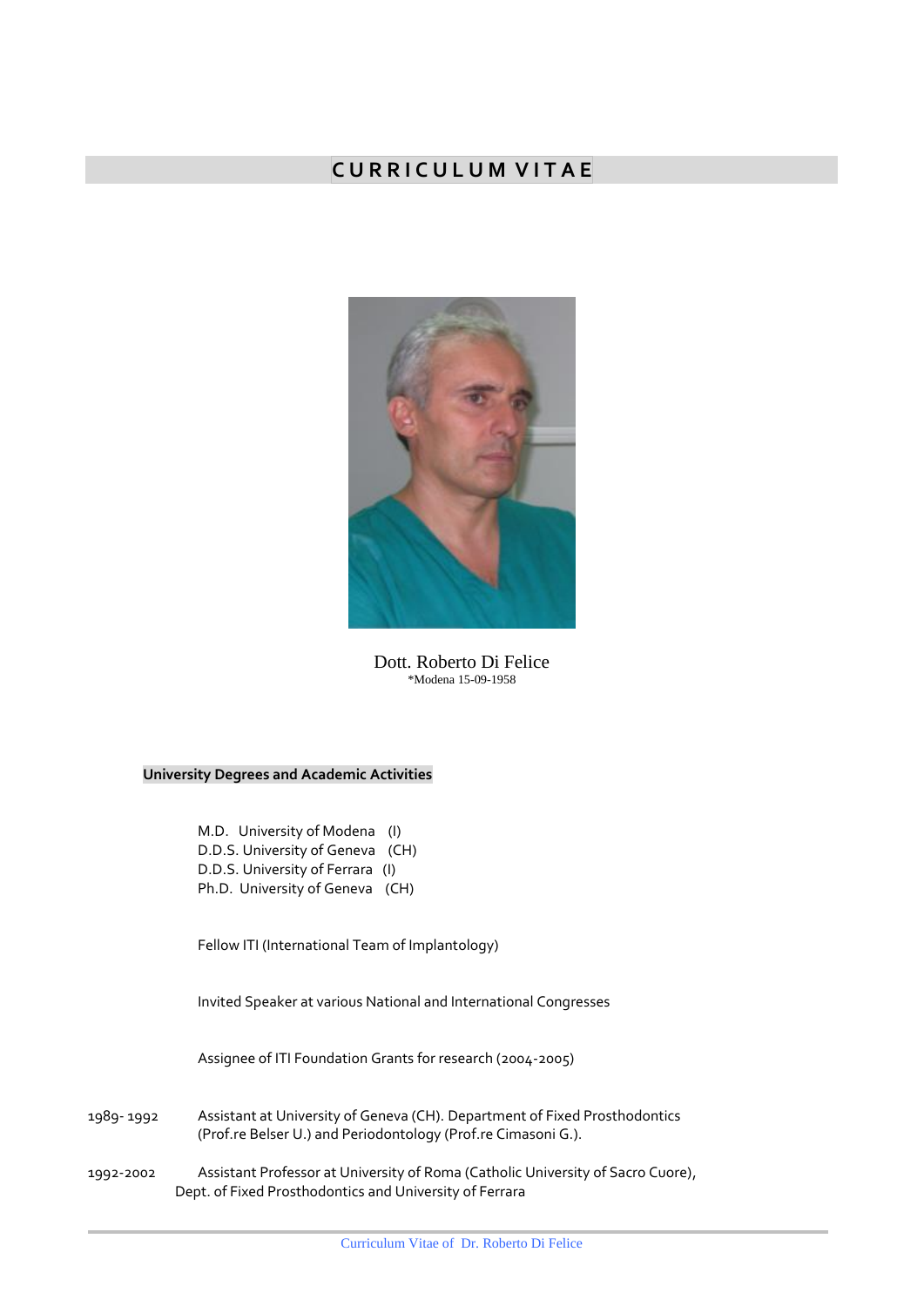# CURRICULUM VITAE

Dott. Roberto Di Felice
*Modena 15-09-1958

## University Degrees and Academic Activities

M.D. University of Modena (I)
D.D.S. University of Geneva (CH)
D.D.S. University of Ferrara (I)
Ph.D. University of Geneva (CH)

Fellow ITI (International Team of Implantology)

Invited Speaker at various National and International Congresses

Assignee of ITI Foundation Grants for research (2004-2005)

1989- 1992 Assistant at University of Geneva (CH). Department of Fixed Prosthodontics (Prof.re Belser U.) and Periodontology (Prof.re Cimasoni G.).

1992-2002 Assistant Professor at University of Roma (Catholic University of Sacro Cuore), Dept. of Fixed Prosthodontics and University of Ferrara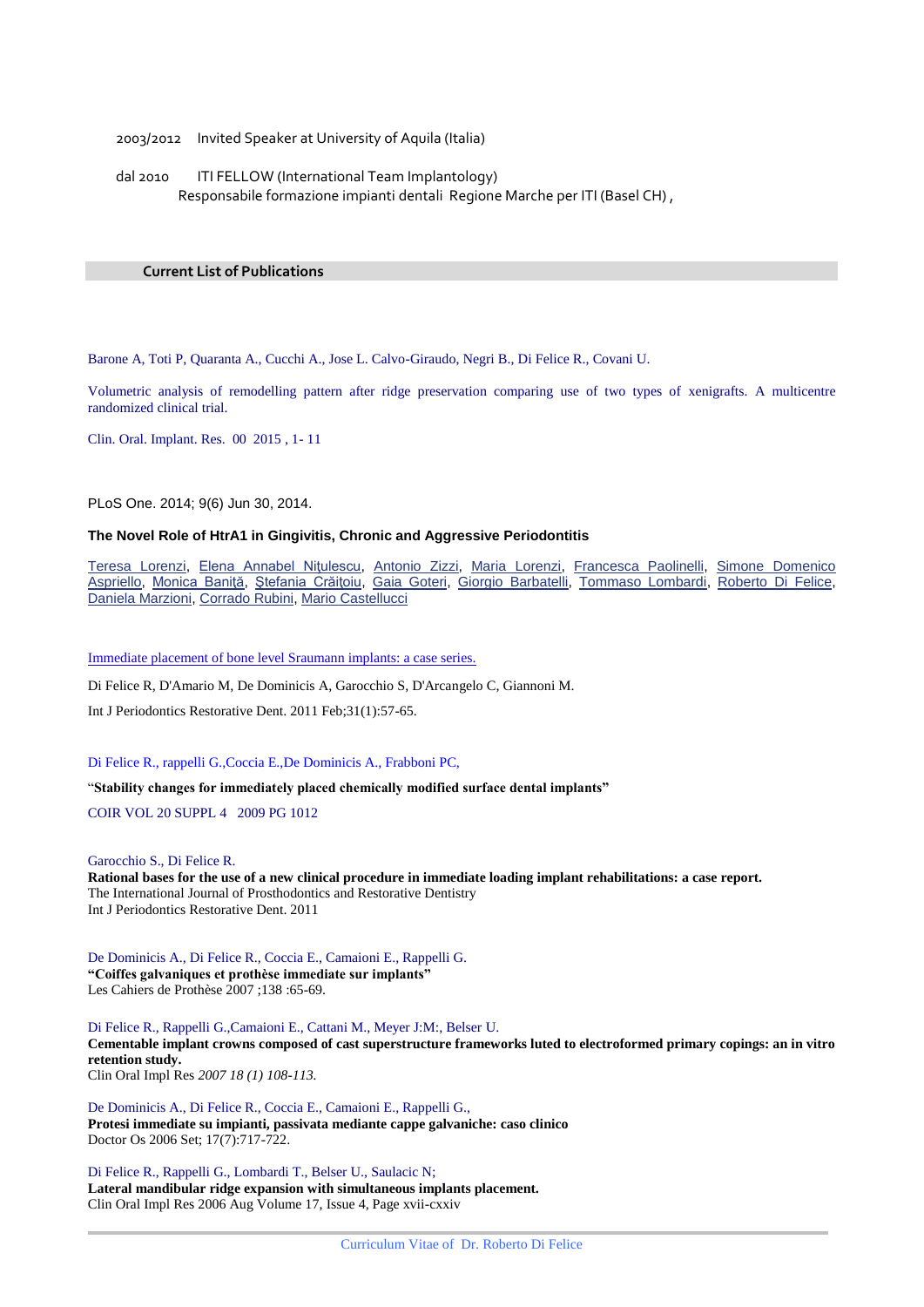2003/2012 Invited Speaker at University of Aquila (Italia)

dal 2010 ITI FELLOW (International Team Implantology)
Responsabile formazione impianti dentali Regione Marche per ITI (Basel CH) ,

## Current List of Publications

Barone A, Toti P, Quaranta A., Cucchi A., Jose L. Calvo-Giraudo, Negri B., Di Felice R., Covani U.

Volumetric analysis of remodelling pattern after ridge preservation comparing use of two types of xenigrafts. A multicentre randomized clinical trial.

Clin. Oral. Implant. Res. 00 2015 , 1- 11

PLoS One. 2014; 9(6) Jun 30, 2014.

**The Novel Role of HtrA1 in Gingivitis, Chronic and Aggressive Periodontitis**

Teresa Lorenzi, Elena Annabel Nițulescu, Antonio Zizzi, Maria Lorenzi, Francesca Paolinelli, Simone Domenico Aspriello, Monica Baniță, Ștefania Crăițoiu, Gaia Goteri, Giorgio Barbatelli, Tommaso Lombardi, Roberto Di Felice, Daniela Marzioni, Corrado Rubini, Mario Castellucci

Immediate placement of bone level Sraumann implants: a case series.

Di Felice R, D'Amario M, De Dominicis A, Garocchio S, D'Arcangelo C, Giannoni M.

Int J Periodontics Restorative Dent. 2011 Feb;31(1):57-65.

Di Felice R., rappelli G.,Coccia E.,De Dominicis A., Frabboni PC,

"**Stability changes for immediately placed chemically modified surface dental implants**"

COIR VOL 20 SUPPL 4 2009 PG 1012

Garocchio S., Di Felice R.
**Rational bases for the use of a new clinical procedure in immediate loading implant rehabilitations: a case report.**
The International Journal of Prosthodontics and Restorative Dentistry
Int J Periodontics Restorative Dent. 2011

De Dominicis A., Di Felice R., Coccia E., Camaioni E., Rappelli G.
**"Coiffes galvaniques et prothèse immediate sur implants"**
Les Cahiers de Prothèse 2007 ;138 :65-69.

Di Felice R., Rappelli G.,Camaioni E., Cattani M., Meyer J:M:, Belser U.
**Cementable implant crowns composed of cast superstructure frameworks luted to electroformed primary copings: an in vitro retention study.**
Clin Oral Impl Res *2007 18 (1) 108-113.*

De Dominicis A., Di Felice R., Coccia E., Camaioni E., Rappelli G.,
**Protesi immediate su impianti, passivata mediante cappe galvaniche: caso clinico**
Doctor Os 2006 Set; 17(7):717-722.

Di Felice R., Rappelli G., Lombardi T., Belser U., Saulacic N;
**Lateral mandibular ridge expansion with simultaneous implants placement.**
Clin Oral Impl Res 2006 Aug Volume 17, Issue 4, Page xvii-cxxiv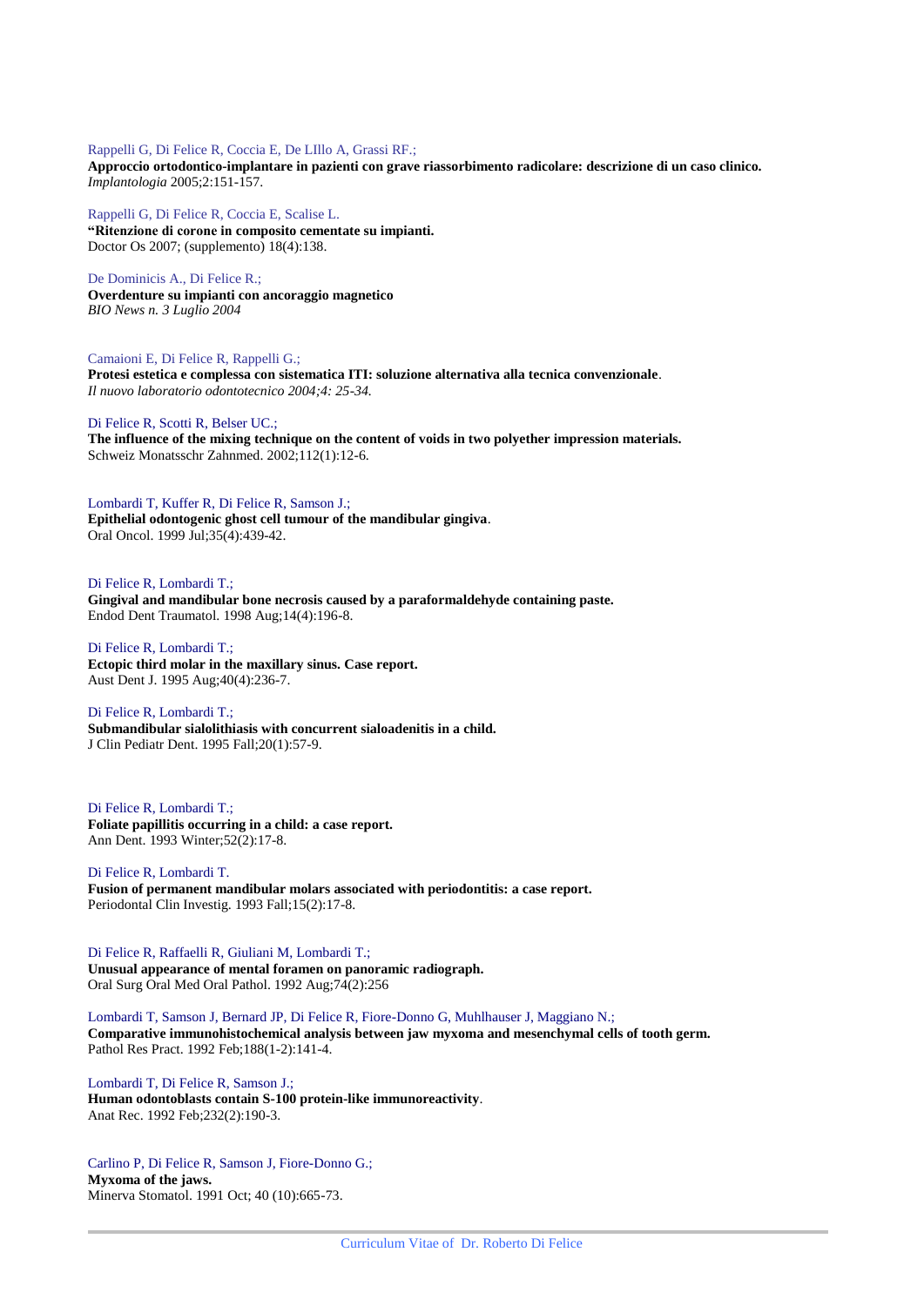Rappelli G, Di Felice R, Coccia E, De LIllo A, Grassi RF.;
**Approccio ortodontico-implantare in pazienti con grave riassorbimento radicolare: descrizione di un caso clinico.**
*Implantologia* 2005;2:151-157.

Rappelli G, Di Felice R, Coccia E, Scalise L.
**"Ritenzione di corone in composito cementate su impianti.**
Doctor Os 2007; (supplemento) 18(4):138.

De Dominicis A., Di Felice R.;
**Overdenture su impianti con ancoraggio magnetico**
*BIO News n. 3 Luglio 2004*

Camaioni E, Di Felice R, Rappelli G.;
**Protesi estetica e complessa con sistematica ITI: soluzione alternativa alla tecnica convenzionale**.
*Il nuovo laboratorio odontotecnico 2004;4: 25-34.*

Di Felice R, Scotti R, Belser UC.;
**The influence of the mixing technique on the content of voids in two polyether impression materials.**
Schweiz Monatsschr Zahnmed. 2002;112(1):12-6.

Lombardi T, Kuffer R, Di Felice R, Samson J.;
**Epithelial odontogenic ghost cell tumour of the mandibular gingiva**.
Oral Oncol. 1999 Jul;35(4):439-42.

Di Felice R, Lombardi T.;
**Gingival and mandibular bone necrosis caused by a paraformaldehyde containing paste.**
Endod Dent Traumatol. 1998 Aug;14(4):196-8.

Di Felice R, Lombardi T.;
**Ectopic third molar in the maxillary sinus. Case report.**
Aust Dent J. 1995 Aug;40(4):236-7.

Di Felice R, Lombardi T.;
**Submandibular sialolithiasis with concurrent sialoadenitis in a child.**
J Clin Pediatr Dent. 1995 Fall;20(1):57-9.

Di Felice R, Lombardi T.;
**Foliate papillitis occurring in a child: a case report.**
Ann Dent. 1993 Winter;52(2):17-8.

Di Felice R, Lombardi T.
**Fusion of permanent mandibular molars associated with periodontitis: a case report.**
Periodontal Clin Investig. 1993 Fall;15(2):17-8.

Di Felice R, Raffaelli R, Giuliani M, Lombardi T.;
**Unusual appearance of mental foramen on panoramic radiograph.**
Oral Surg Oral Med Oral Pathol. 1992 Aug;74(2):256

Lombardi T, Samson J, Bernard JP, Di Felice R, Fiore-Donno G, Muhlhauser J, Maggiano N.;
**Comparative immunohistochemical analysis between jaw myxoma and mesenchymal cells of tooth germ.**
Pathol Res Pract. 1992 Feb;188(1-2):141-4.

Lombardi T, Di Felice R, Samson J.;
**Human odontoblasts contain S-100 protein-like immunoreactivity**.
Anat Rec. 1992 Feb;232(2):190-3.

Carlino P, Di Felice R, Samson J, Fiore-Donno G.;
**Myxoma of the jaws.**
Minerva Stomatol. 1991 Oct; 40 (10):665-73.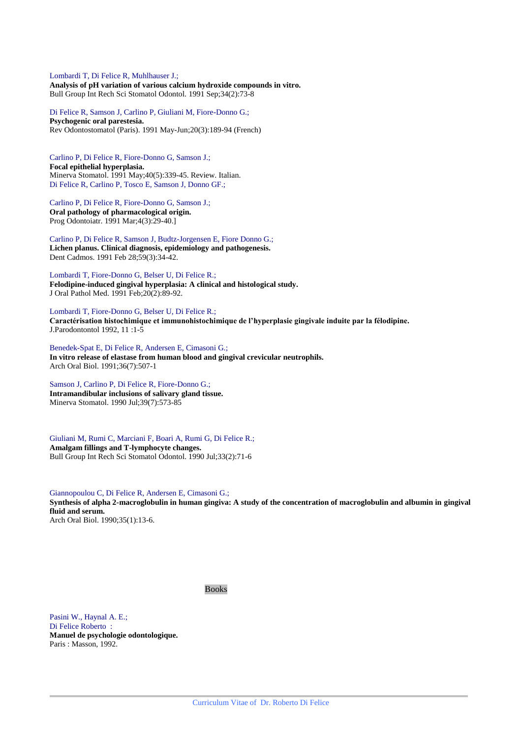Lombardi T, Di Felice R, Muhlhauser J.;
**Analysis of pH variation of various calcium hydroxide compounds in vitro.**
Bull Group Int Rech Sci Stomatol Odontol. 1991 Sep;34(2):73-8

Di Felice R, Samson J, Carlino P, Giuliani M, Fiore-Donno G.;
**Psychogenic oral parestesia.**
Rev Odontostomatol (Paris). 1991 May-Jun;20(3):189-94 (French)

Carlino P, Di Felice R, Fiore-Donno G, Samson J.;
**Focal epithelial hyperplasia.**
Minerva Stomatol. 1991 May;40(5):339-45. Review. Italian.
Di Felice R, Carlino P, Tosco E, Samson J, Donno GF.;

Carlino P, Di Felice R, Fiore-Donno G, Samson J.;
**Oral pathology of pharmacological origin.**
Prog Odontoiatr. 1991 Mar;4(3):29-40.]

Carlino P, Di Felice R, Samson J, Budtz-Jorgensen E, Fiore Donno G.;
**Lichen planus. Clinical diagnosis, epidemiology and pathogenesis.**
Dent Cadmos. 1991 Feb 28;59(3):34-42.

Lombardi T, Fiore-Donno G, Belser U, Di Felice R.;
**Felodipine-induced gingival hyperplasia: A clinical and histological study.**
J Oral Pathol Med. 1991 Feb;20(2):89-92.

Lombardi T, Fiore-Donno G, Belser U, Di Felice R.;
**Caractérisation histochimique et immunohistochimique de l'hyperplasie gingivale induite par la félodipine.**
J.Parodontontol 1992, 11 :1-5

Benedek-Spat E, Di Felice R, Andersen E, Cimasoni G.;
**In vitro release of elastase from human blood and gingival crevicular neutrophils.**
Arch Oral Biol. 1991;36(7):507-1

Samson J, Carlino P, Di Felice R, Fiore-Donno G.;
**Intramandibular inclusions of salivary gland tissue.**
Minerva Stomatol. 1990 Jul;39(7):573-85

Giuliani M, Rumi C, Marciani F, Boari A, Rumi G, Di Felice R.;
**Amalgam fillings and T-lymphocyte changes.**
Bull Group Int Rech Sci Stomatol Odontol. 1990 Jul;33(2):71-6

Giannopoulou C, Di Felice R, Andersen E, Cimasoni G.;
**Synthesis of alpha 2-macroglobulin in human gingiva: A study of the concentration of macroglobulin and albumin in gingival fluid and serum.**
Arch Oral Biol. 1990;35(1):13-6.

## Books

Pasini W., Haynal A. E.;
Di Felice Roberto :
**Manuel de psychologie odontologique.**
Paris : Masson, 1992.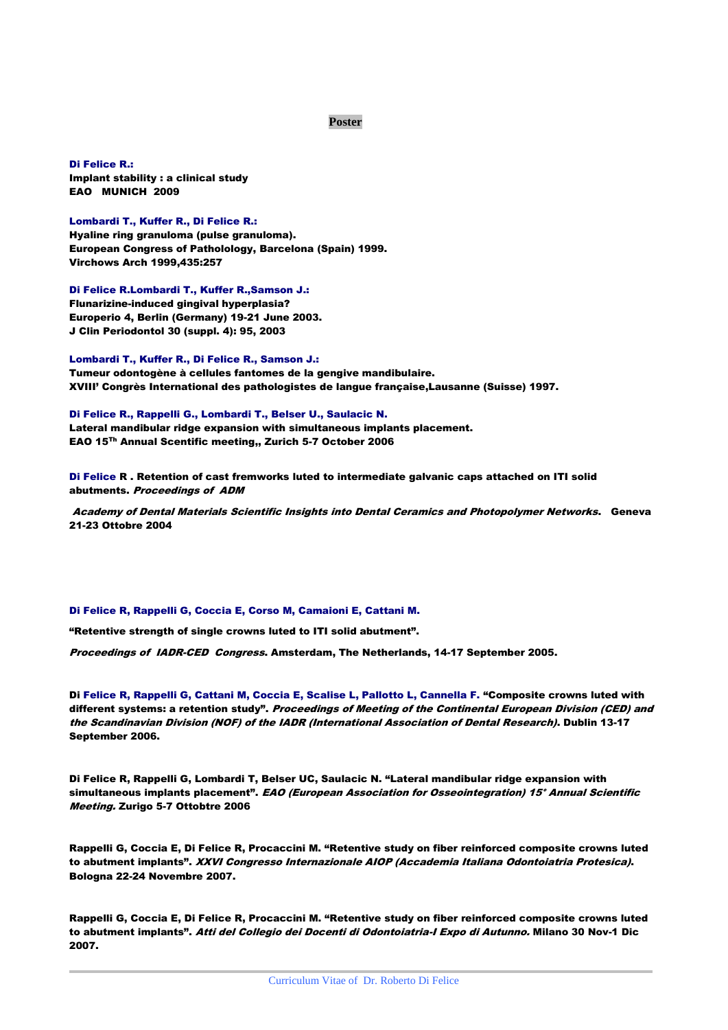## Poster

**Di Felice R.:**
**Implant stability : a clinical study**
**EAO MUNICH 2009**

**Lombardi T., Kuffer R., Di Felice R.:**
**Hyaline ring granuloma (pulse granuloma).**
**European Congress of Pathology, Barcelona (Spain) 1999.**
**Virchows Arch 1999,435:257**

**Di Felice R.Lombardi T., Kuffer R.,Samson J.:**
**Flunarizine-induced gingival hyperplasia?**
**Europerio 4, Berlin (Germany) 19-21 June 2003.**
**J Clin Periodontol 30 (suppl. 4): 95, 2003**

**Lombardi T., Kuffer R., Di Felice R., Samson J.:**
**Tumeur odontogène à cellules fantomes de la gengive mandibulaire.**
**XVIII' Congrès International des pathologistes de langue française,Lausanne (Suisse) 1997.**

**Di Felice R., Rappelli G., Lombardi T., Belser U., Saulacic N.**
**Lateral mandibular ridge expansion with simultaneous implants placement.**
**EAO 15Th Annual Scentific meeting,, Zurich 5-7 October 2006**

**Di Felice R . Retention of cast fremworks luted to intermediate galvanic caps attached on ITI solid abutments.** ***Proceedings of ADM***

***Academy of Dental Materials Scientific Insights into Dental Ceramics and Photopolymer Networks*****. Geneva 21-23 Ottobre 2004**

**Di Felice R, Rappelli G, Coccia E, Corso M, Camaioni E, Cattani M.**

**"Retentive strength of single crowns luted to ITI solid abutment".**

***Proceedings of IADR-CED Congress*****. Amsterdam, The Netherlands, 14-17 September 2005.**

**Di Felice R, Rappelli G, Cattani M, Coccia E, Scalise L, Pallotto L, Cannella F. "Composite crowns luted with different systems: a retention study".** ***Proceedings of Meeting of the Continental European Division (CED) and the Scandinavian Division (NOF) of the IADR (International Association of Dental Research)*****. Dublin 13-17 September 2006.**

**Di Felice R, Rappelli G, Lombardi T, Belser UC, Saulacic N. "Lateral mandibular ridge expansion with simultaneous implants placement".** ***EAO (European Association for Osseointegration) 15° Annual Scientific Meeting.*** **Zurigo 5-7 Ottobre 2006**

**Rappelli G, Coccia E, Di Felice R, Procaccini M. "Retentive study on fiber reinforced composite crowns luted to abutment implants".** ***XXVI Congresso Internazionale AIOP (Accademia Italiana Odontoiatria Protesica)*****. Bologna 22-24 Novembre 2007.**

**Rappelli G, Coccia E, Di Felice R, Procaccini M. "Retentive study on fiber reinforced composite crowns luted to abutment implants".** ***Atti del Collegio dei Docenti di Odontoiatria-I Expo di Autunno.*** **Milano 30 Nov-1 Dic 2007.**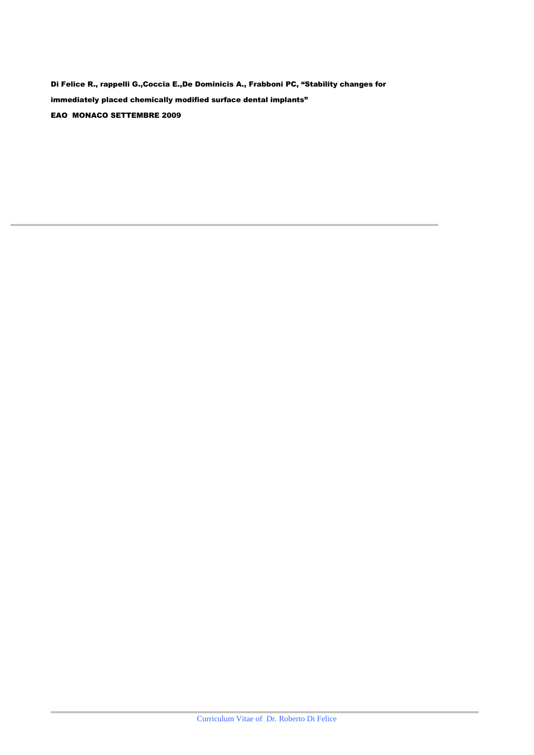**Di Felice R., rappelli G.,Coccia E.,De Dominicis A., Frabboni PC, "Stability changes for immediately placed chemically modified surface dental implants"**

**EAO MONACO SETTEMBRE 2009**